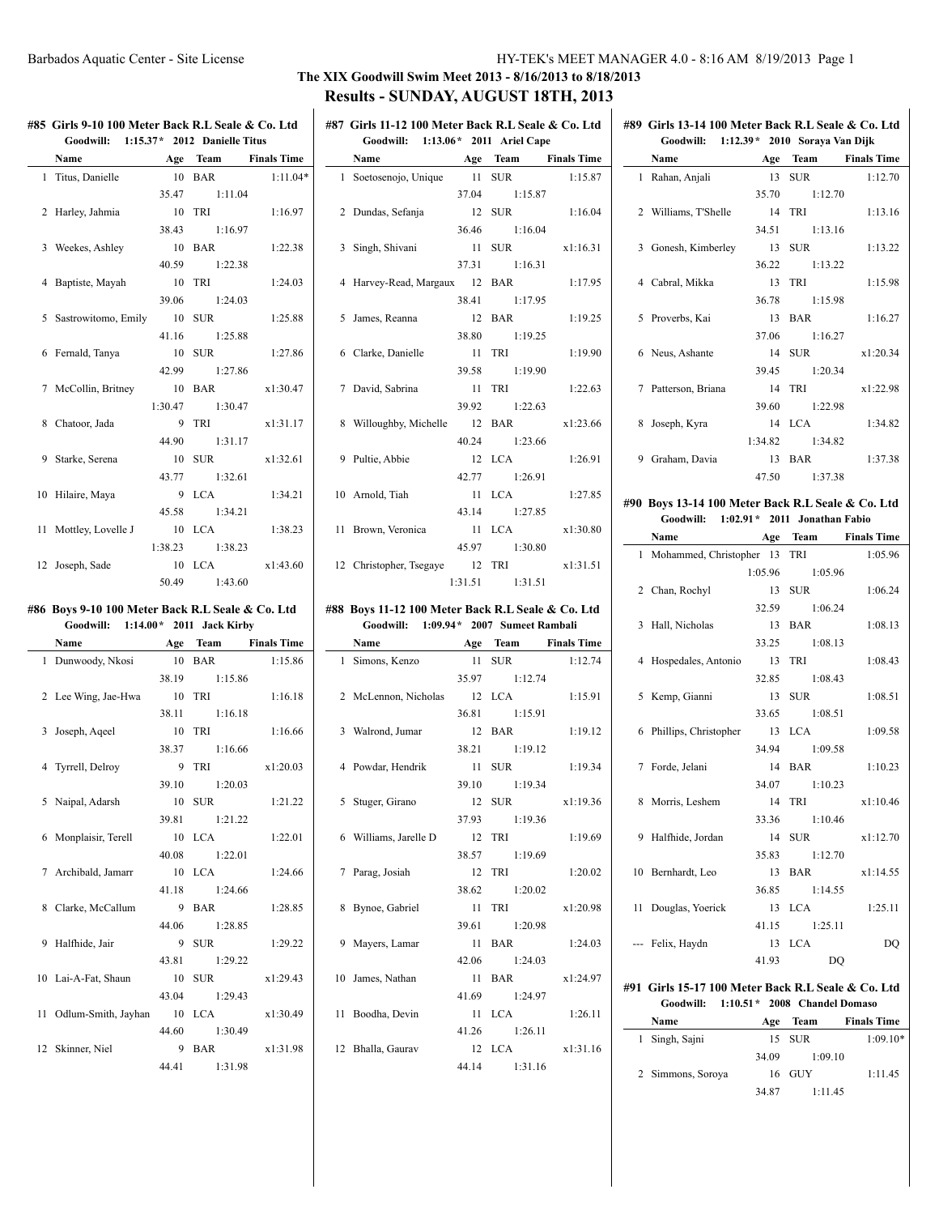## The XIX Goodwill Swim Meet 2013 - 8/16/2013 to 8/18/2013

## Results - SUNDAY, AUGUST 18TH, 2013

### #85 Girls 9-10 100 Meter Back R.L Seale & Co. Ltd

Goodwill: 1:15.37* 2012 Danielle Titus

| | Name | Age | Team | Finals Time |
|---|---|---|---|---|
| 1 | Titus, Danielle | 10 | BAR | 1:11.04* |
| | | 35.47 | 1:11.04 | |
| 2 | Harley, Jahmia | 10 | TRI | 1:16.97 |
| | | 38.43 | 1:16.97 | |
| 3 | Weekes, Ashley | 10 | BAR | 1:22.38 |
| | | 40.59 | 1:22.38 | |
| 4 | Baptiste, Mayah | 10 | TRI | 1:24.03 |
| | | 39.06 | 1:24.03 | |
| 5 | Sastrowitomo, Emily | 10 | SUR | 1:25.88 |
| | | 41.16 | 1:25.88 | |
| 6 | Fernald, Tanya | 10 | SUR | 1:27.86 |
| | | 42.99 | 1:27.86 | |
| 7 | McCollin, Britney | 10 | BAR | x1:30.47 |
| | | 1:30.47 | 1:30.47 | |
| 8 | Chatoor, Jada | 9 | TRI | x1:31.17 |
| | | 44.90 | 1:31.17 | |
| 9 | Starke, Serena | 10 | SUR | x1:32.61 |
| | | 43.77 | 1:32.61 | |
| 10 | Hilaire, Maya | 9 | LCA | 1:34.21 |
| | | 45.58 | 1:34.21 | |
| 11 | Mottley, Lovelle J | 10 | LCA | 1:38.23 |
| | | 1:38.23 | 1:38.23 | |
| 12 | Joseph, Sade | 10 | LCA | x1:43.60 |
| | | 50.49 | 1:43.60 | |

### #86 Boys 9-10 100 Meter Back R.L Seale & Co. Ltd

Goodwill: 1:14.00* 2011 Jack Kirby

| | Name | Age | Team | Finals Time |
|---|---|---|---|---|
| 1 | Dunwoody, Nkosi | 10 | BAR | 1:15.86 |
| | | 38.19 | 1:15.86 | |
| 2 | Lee Wing, Jae-Hwa | 10 | TRI | 1:16.18 |
| | | 38.11 | 1:16.18 | |
| 3 | Joseph, Aqeel | 10 | TRI | 1:16.66 |
| | | 38.37 | 1:16.66 | |
| 4 | Tyrrell, Delroy | 9 | TRI | x1:20.03 |
| | | 39.10 | 1:20.03 | |
| 5 | Naipal, Adarsh | 10 | SUR | 1:21.22 |
| | | 39.81 | 1:21.22 | |
| 6 | Monplaisir, Terell | 10 | LCA | 1:22.01 |
| | | 40.08 | 1:22.01 | |
| 7 | Archibald, Jamarr | 10 | LCA | 1:24.66 |
| | | 41.18 | 1:24.66 | |
| 8 | Clarke, McCallum | 9 | BAR | 1:28.85 |
| | | 44.06 | 1:28.85 | |
| 9 | Halfhide, Jair | 9 | SUR | 1:29.22 |
| | | 43.81 | 1:29.22 | |
| 10 | Lai-A-Fat, Shaun | 10 | SUR | x1:29.43 |
| | | 43.04 | 1:29.43 | |
| 11 | Odlum-Smith, Jayhan | 10 | LCA | x1:30.49 |
| | | 44.60 | 1:30.49 | |
| 12 | Skinner, Niel | 9 | BAR | x1:31.98 |
| | | 44.41 | 1:31.98 | |

### #87 Girls 11-12 100 Meter Back R.L Seale & Co. Ltd

Goodwill: 1:13.06* 2011 Ariel Cape

| | Name | Age | Team | Finals Time |
|---|---|---|---|---|
| 1 | Soetosenojo, Unique | 11 | SUR | 1:15.87 |
| | | 37.04 | 1:15.87 | |
| 2 | Dundas, Sefanja | 12 | SUR | 1:16.04 |
| | | 36.46 | 1:16.04 | |
| 3 | Singh, Shivani | 11 | SUR | x1:16.31 |
| | | 37.31 | 1:16.31 | |
| 4 | Harvey-Read, Margaux | 12 | BAR | 1:17.95 |
| | | 38.41 | 1:17.95 | |
| 5 | James, Reanna | 12 | BAR | 1:19.25 |
| | | 38.80 | 1:19.25 | |
| 6 | Clarke, Danielle | 11 | TRI | 1:19.90 |
| | | 39.58 | 1:19.90 | |
| 7 | David, Sabrina | 11 | TRI | 1:22.63 |
| | | 39.92 | 1:22.63 | |
| 8 | Willoughby, Michelle | 12 | BAR | x1:23.66 |
| | | 40.24 | 1:23.66 | |
| 9 | Pultie, Abbie | 12 | LCA | 1:26.91 |
| | | 42.77 | 1:26.91 | |
| 10 | Arnold, Tiah | 11 | LCA | 1:27.85 |
| | | 43.14 | 1:27.85 | |
| 11 | Brown, Veronica | 11 | LCA | x1:30.80 |
| | | 45.97 | 1:30.80 | |
| 12 | Christopher, Tsegaye | 12 | TRI | x1:31.51 |
| | | 1:31.51 | 1:31.51 | |

### #88 Boys 11-12 100 Meter Back R.L Seale & Co. Ltd

Goodwill: 1:09.94* 2007 Sumeet Rambali

| | Name | Age | Team | Finals Time |
|---|---|---|---|---|
| 1 | Simons, Kenzo | 11 | SUR | 1:12.74 |
| | | 35.97 | 1:12.74 | |
| 2 | McLennon, Nicholas | 12 | LCA | 1:15.91 |
| | | 36.81 | 1:15.91 | |
| 3 | Walrond, Jumar | 12 | BAR | 1:19.12 |
| | | 38.21 | 1:19.12 | |
| 4 | Powdar, Hendrik | 11 | SUR | 1:19.34 |
| | | 39.10 | 1:19.34 | |
| 5 | Stuger, Girano | 12 | SUR | x1:19.36 |
| | | 37.93 | 1:19.36 | |
| 6 | Williams, Jarelle D | 12 | TRI | 1:19.69 |
| | | 38.57 | 1:19.69 | |
| 7 | Parag, Josiah | 12 | TRI | 1:20.02 |
| | | 38.62 | 1:20.02 | |
| 8 | Bynoe, Gabriel | 11 | TRI | x1:20.98 |
| | | 39.61 | 1:20.98 | |
| 9 | Mayers, Lamar | 11 | BAR | 1:24.03 |
| | | 42.06 | 1:24.03 | |
| 10 | James, Nathan | 11 | BAR | x1:24.97 |
| | | 41.69 | 1:24.97 | |
| 11 | Boodha, Devin | 11 | LCA | 1:26.11 |
| | | 41.26 | 1:26.11 | |
| 12 | Bhalla, Gaurav | 12 | LCA | x1:31.16 |
| | | 44.14 | 1:31.16 | |

### #89 Girls 13-14 100 Meter Back R.L Seale & Co. Ltd

Goodwill: 1:12.39* 2010 Soraya Van Dijk

| | Name | Age | Team | Finals Time |
|---|---|---|---|---|
| 1 | Rahan, Anjali | 13 | SUR | 1:12.70 |
| | | 35.70 | 1:12.70 | |
| 2 | Williams, T'Shelle | 14 | TRI | 1:13.16 |
| | | 34.51 | 1:13.16 | |
| 3 | Gonesh, Kimberley | 13 | SUR | 1:13.22 |
| | | 36.22 | 1:13.22 | |
| 4 | Cabral, Mikka | 13 | TRI | 1:15.98 |
| | | 36.78 | 1:15.98 | |
| 5 | Proverbs, Kai | 13 | BAR | 1:16.27 |
| | | 37.06 | 1:16.27 | |
| 6 | Neus, Ashante | 14 | SUR | x1:20.34 |
| | | 39.45 | 1:20.34 | |
| 7 | Patterson, Briana | 14 | TRI | x1:22.98 |
| | | 39.60 | 1:22.98 | |
| 8 | Joseph, Kyra | 14 | LCA | 1:34.82 |
| | | 1:34.82 | 1:34.82 | |
| 9 | Graham, Davia | 13 | BAR | 1:37.38 |
| | | 47.50 | 1:37.38 | |

### #90 Boys 13-14 100 Meter Back R.L Seale & Co. Ltd

Goodwill: 1:02.91* 2011 Jonathan Fabio

| | Name | Age | Team | Finals Time |
|---|---|---|---|---|
| 1 | Mohammed, Christopher | 13 | TRI | 1:05.96 |
| | | 1:05.96 | 1:05.96 | |
| 2 | Chan, Rochyl | 13 | SUR | 1:06.24 |
| | | 32.59 | 1:06.24 | |
| 3 | Hall, Nicholas | 13 | BAR | 1:08.13 |
| | | 33.25 | 1:08.13 | |
| 4 | Hospedales, Antonio | 13 | TRI | 1:08.43 |
| | | 32.85 | 1:08.43 | |
| 5 | Kemp, Gianni | 13 | SUR | 1:08.51 |
| | | 33.65 | 1:08.51 | |
| 6 | Phillips, Christopher | 13 | LCA | 1:09.58 |
| | | 34.94 | 1:09.58 | |
| 7 | Forde, Jelani | 14 | BAR | 1:10.23 |
| | | 34.07 | 1:10.23 | |
| 8 | Morris, Leshem | 14 | TRI | x1:10.46 |
| | | 33.36 | 1:10.46 | |
| 9 | Halfhide, Jordan | 14 | SUR | x1:12.70 |
| | | 35.83 | 1:12.70 | |
| 10 | Bernhardt, Leo | 13 | BAR | x1:14.55 |
| | | 36.85 | 1:14.55 | |
| 11 | Douglas, Yoerick | 13 | LCA | 1:25.11 |
| | | 41.15 | 1:25.11 | |
| --- | Felix, Haydn | 13 | LCA | DQ |
| | | 41.93 | DQ | |

### #91 Girls 15-17 100 Meter Back R.L Seale & Co. Ltd

Goodwill: 1:10.51* 2008 Chandel Domaso

| | Name | Age | Team | Finals Time |
|---|---|---|---|---|
| 1 | Singh, Sajni | 15 | SUR | 1:09.10* |
| | | 34.09 | 1:09.10 | |
| 2 | Simmons, Soroya | 16 | GUY | 1:11.45 |
| | | 34.87 | 1:11.45 | |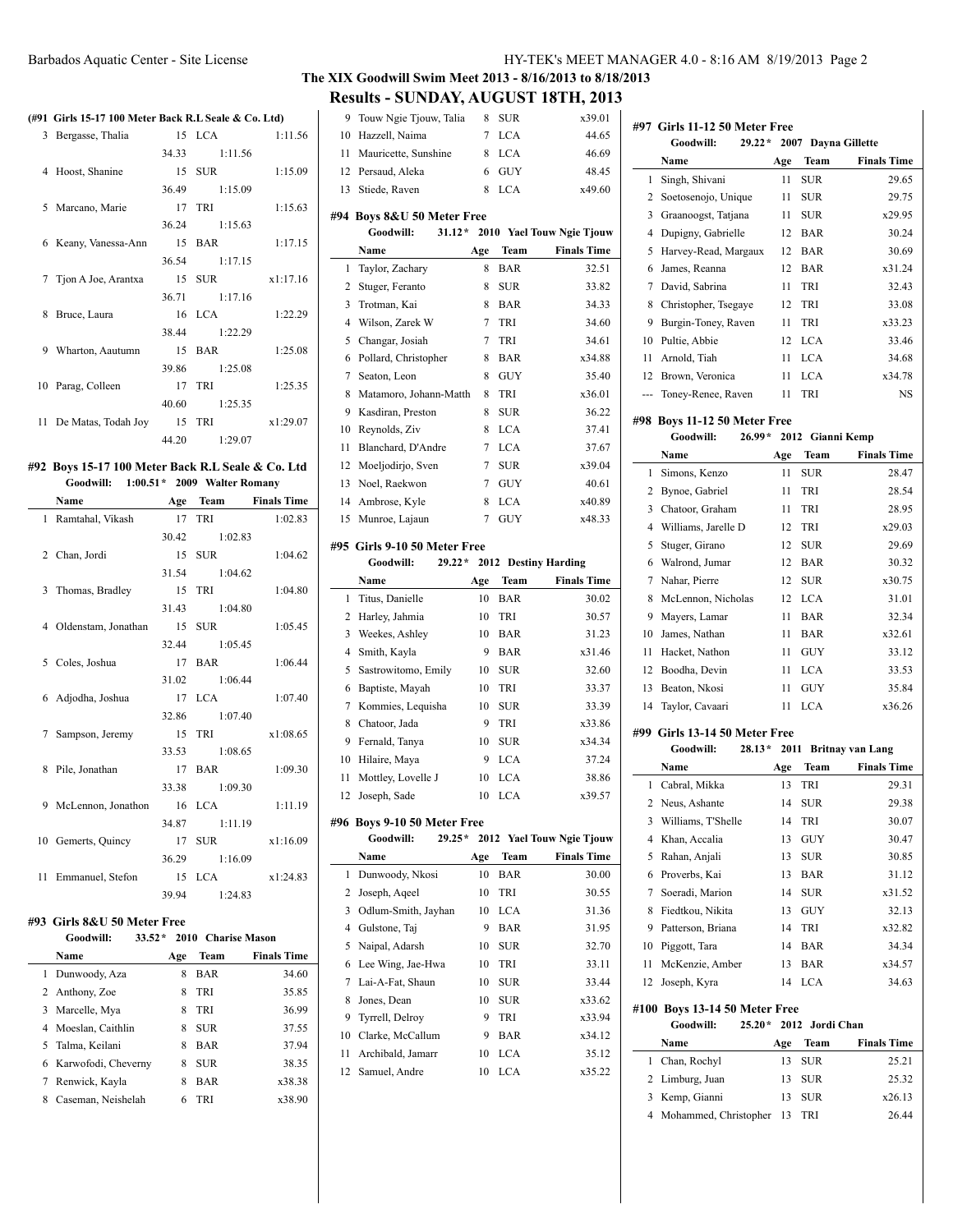## The XIX Goodwill Swim Meet 2013 - 8/16/2013 to 8/18/2013

## Results - SUNDAY, AUGUST 18TH, 2013

### (#91 Girls 15-17 100 Meter Back R.L Seale & Co. Ltd)

| | Name | Age | Team | Finals Time |
|---|---|---|---|---|
| 3 | Bergasse, Thalia | 15 | LCA | 1:11.56 |
| | | 34.33 | 1:11.56 | |
| 4 | Hoost, Shanine | 15 | SUR | 1:15.09 |
| | | 36.49 | 1:15.09 | |
| 5 | Marcano, Marie | 17 | TRI | 1:15.63 |
| | | 36.24 | 1:15.63 | |
| 6 | Keany, Vanessa-Ann | 15 | BAR | 1:17.15 |
| | | 36.54 | 1:17.15 | |
| 7 | Tjon A Joe, Arantxa | 15 | SUR | x1:17.16 |
| | | 36.71 | 1:17.16 | |
| 8 | Bruce, Laura | 16 | LCA | 1:22.29 |
| | | 38.44 | 1:22.29 | |
| 9 | Wharton, Aautumn | 15 | BAR | 1:25.08 |
| | | 39.86 | 1:25.08 | |
| 10 | Parag, Colleen | 17 | TRI | 1:25.35 |
| | | 40.60 | 1:25.35 | |
| 11 | De Matas, Todah Joy | 15 | TRI | x1:29.07 |
| | | 44.20 | 1:29.07 | |

### #92 Boys 15-17 100 Meter Back R.L Seale & Co. Ltd

Goodwill: 1:00.51* 2009 Walter Romany

| | Name | Age | Team | Finals Time |
|---|---|---|---|---|
| 1 | Ramtahal, Vikash | 17 | TRI | 1:02.83 |
| | | 30.42 | 1:02.83 | |
| 2 | Chan, Jordi | 15 | SUR | 1:04.62 |
| | | 31.54 | 1:04.62 | |
| 3 | Thomas, Bradley | 15 | TRI | 1:04.80 |
| | | 31.43 | 1:04.80 | |
| 4 | Oldenstam, Jonathan | 15 | SUR | 1:05.45 |
| | | 32.44 | 1:05.45 | |
| 5 | Coles, Joshua | 17 | BAR | 1:06.44 |
| | | 31.02 | 1:06.44 | |
| 6 | Adjodha, Joshua | 17 | LCA | 1:07.40 |
| | | 32.86 | 1:07.40 | |
| 7 | Sampson, Jeremy | 15 | TRI | x1:08.65 |
| | | 33.53 | 1:08.65 | |
| 8 | Pile, Jonathan | 17 | BAR | 1:09.30 |
| | | 33.38 | 1:09.30 | |
| 9 | McLennon, Jonathon | 16 | LCA | 1:11.19 |
| | | 34.87 | 1:11.19 | |
| 10 | Gemerts, Quincy | 17 | SUR | x1:16.09 |
| | | 36.29 | 1:16.09 | |
| 11 | Emmanuel, Stefon | 15 | LCA | x1:24.83 |
| | | 39.94 | 1:24.83 | |

### #93 Girls 8&U 50 Meter Free

Goodwill: 33.52* 2010 Charise Mason

| | Name | Age | Team | Finals Time |
|---|---|---|---|---|
| 1 | Dunwoody, Aza | 8 | BAR | 34.60 |
| 2 | Anthony, Zoe | 8 | TRI | 35.85 |
| 3 | Marcelle, Mya | 8 | TRI | 36.99 |
| 4 | Moeslan, Caithlin | 8 | SUR | 37.55 |
| 5 | Talma, Keilani | 8 | BAR | 37.94 |
| 6 | Karwofodi, Cheverny | 8 | SUR | 38.35 |
| 7 | Renwick, Kayla | 8 | BAR | x38.38 |
| 8 | Caseman, Neishelah | 6 | TRI | x38.90 |
| 9 | Touw Ngie Tjouw, Talia | 8 | SUR | x39.01 |
| 10 | Hazzell, Naima | 7 | LCA | 44.65 |
| 11 | Mauricette, Sunshine | 8 | LCA | 46.69 |
| 12 | Persaud, Aleka | 6 | GUY | 48.45 |
| 13 | Stiede, Raven | 8 | LCA | x49.60 |

### #94 Boys 8&U 50 Meter Free

Goodwill: 31.12* 2010 Yael Touw Ngie Tjouw

| | Name | Age | Team | Finals Time |
|---|---|---|---|---|
| 1 | Taylor, Zachary | 8 | BAR | 32.51 |
| 2 | Stuger, Feranto | 8 | SUR | 33.82 |
| 3 | Trotman, Kai | 8 | BAR | 34.33 |
| 4 | Wilson, Zarek W | 7 | TRI | 34.60 |
| 5 | Changar, Josiah | 7 | TRI | 34.61 |
| 6 | Pollard, Christopher | 8 | BAR | x34.88 |
| 7 | Seaton, Leon | 8 | GUY | 35.40 |
| 8 | Matamoro, Johann-Matth | 8 | TRI | x36.01 |
| 9 | Kasdiran, Preston | 8 | SUR | 36.22 |
| 10 | Reynolds, Ziv | 8 | LCA | 37.41 |
| 11 | Blanchard, D'Andre | 7 | LCA | 37.67 |
| 12 | Moeljodirjo, Sven | 7 | SUR | x39.04 |
| 13 | Noel, Raekwon | 7 | GUY | 40.61 |
| 14 | Ambrose, Kyle | 8 | LCA | x40.89 |
| 15 | Munroe, Lajaun | 7 | GUY | x48.33 |

### #95 Girls 9-10 50 Meter Free

Goodwill: 29.22* 2012 Destiny Harding

| | Name | Age | Team | Finals Time |
|---|---|---|---|---|
| 1 | Titus, Danielle | 10 | BAR | 30.02 |
| 2 | Harley, Jahmia | 10 | TRI | 30.57 |
| 3 | Weekes, Ashley | 10 | BAR | 31.23 |
| 4 | Smith, Kayla | 9 | BAR | x31.46 |
| 5 | Sastrowitomo, Emily | 10 | SUR | 32.60 |
| 6 | Baptiste, Mayah | 10 | TRI | 33.37 |
| 7 | Kommies, Lequisha | 10 | SUR | 33.39 |
| 8 | Chatoor, Jada | 9 | TRI | x33.86 |
| 9 | Fernald, Tanya | 10 | SUR | x34.34 |
| 10 | Hilaire, Maya | 9 | LCA | 37.24 |
| 11 | Mottley, Lovelle J | 10 | LCA | 38.86 |
| 12 | Joseph, Sade | 10 | LCA | x39.57 |

### #96 Boys 9-10 50 Meter Free

Goodwill: 29.25* 2012 Yael Touw Ngie Tjouw

| | Name | Age | Team | Finals Time |
|---|---|---|---|---|
| 1 | Dunwoody, Nkosi | 10 | BAR | 30.00 |
| 2 | Joseph, Aqeel | 10 | TRI | 30.55 |
| 3 | Odlum-Smith, Jayhan | 10 | LCA | 31.36 |
| 4 | Gulstone, Taj | 9 | BAR | 31.95 |
| 5 | Naipal, Adarsh | 10 | SUR | 32.70 |
| 6 | Lee Wing, Jae-Hwa | 10 | TRI | 33.11 |
| 7 | Lai-A-Fat, Shaun | 10 | SUR | 33.44 |
| 8 | Jones, Dean | 10 | SUR | x33.62 |
| 9 | Tyrrell, Delroy | 9 | TRI | x33.94 |
| 10 | Clarke, McCallum | 9 | BAR | x34.12 |
| 11 | Archibald, Jamarr | 10 | LCA | 35.12 |
| 12 | Samuel, Andre | 10 | LCA | x35.22 |

### #97 Girls 11-12 50 Meter Free

Goodwill: 29.22* 2007 Dayna Gillette

| | Name | Age | Team | Finals Time |
|---|---|---|---|---|
| 1 | Singh, Shivani | 11 | SUR | 29.65 |
| 2 | Soetosenojo, Unique | 11 | SUR | 29.75 |
| 3 | Graanoogst, Tatjana | 11 | SUR | x29.95 |
| 4 | Dupigny, Gabrielle | 12 | BAR | 30.24 |
| 5 | Harvey-Read, Margaux | 12 | BAR | 30.69 |
| 6 | James, Reanna | 12 | BAR | x31.24 |
| 7 | David, Sabrina | 11 | TRI | 32.43 |
| 8 | Christopher, Tsegaye | 12 | TRI | 33.08 |
| 9 | Burgin-Toney, Raven | 11 | TRI | x33.23 |
| 10 | Pultie, Abbie | 12 | LCA | 33.46 |
| 11 | Arnold, Tiah | 11 | LCA | 34.68 |
| 12 | Brown, Veronica | 11 | LCA | x34.78 |
| --- | Toney-Renee, Raven | 11 | TRI | NS |

### #98 Boys 11-12 50 Meter Free

Goodwill: 26.99* 2012 Gianni Kemp

| | Name | Age | Team | Finals Time |
|---|---|---|---|---|
| 1 | Simons, Kenzo | 11 | SUR | 28.47 |
| 2 | Bynoe, Gabriel | 11 | TRI | 28.54 |
| 3 | Chatoor, Graham | 11 | TRI | 28.95 |
| 4 | Williams, Jarelle D | 12 | TRI | x29.03 |
| 5 | Stuger, Girano | 12 | SUR | 29.69 |
| 6 | Walrond, Jumar | 12 | BAR | 30.32 |
| 7 | Nahar, Pierre | 12 | SUR | x30.75 |
| 8 | McLennon, Nicholas | 12 | LCA | 31.01 |
| 9 | Mayers, Lamar | 11 | BAR | 32.34 |
| 10 | James, Nathan | 11 | BAR | x32.61 |
| 11 | Hacket, Nathon | 11 | GUY | 33.12 |
| 12 | Boodha, Devin | 11 | LCA | 33.53 |
| 13 | Beaton, Nkosi | 11 | GUY | 35.84 |
| 14 | Taylor, Cavaari | 11 | LCA | x36.26 |

### #99 Girls 13-14 50 Meter Free

Goodwill: 28.13* 2011 Britnay van Lang

| | Name | Age | Team | Finals Time |
|---|---|---|---|---|
| 1 | Cabral, Mikka | 13 | TRI | 29.31 |
| 2 | Neus, Ashante | 14 | SUR | 29.38 |
| 3 | Williams, T'Shelle | 14 | TRI | 30.07 |
| 4 | Khan, Accalia | 13 | GUY | 30.47 |
| 5 | Rahan, Anjali | 13 | SUR | 30.85 |
| 6 | Proverbs, Kai | 13 | BAR | 31.12 |
| 7 | Soeradi, Marion | 14 | SUR | x31.52 |
| 8 | Fiedtkou, Nikita | 13 | GUY | 32.13 |
| 9 | Patterson, Briana | 14 | TRI | x32.82 |
| 10 | Piggott, Tara | 14 | BAR | 34.34 |
| 11 | McKenzie, Amber | 13 | BAR | x34.57 |
| 12 | Joseph, Kyra | 14 | LCA | 34.63 |

### #100 Boys 13-14 50 Meter Free

Goodwill: 25.20* 2012 Jordi Chan

| | Name | Age | Team | Finals Time |
|---|---|---|---|---|
| 1 | Chan, Rochyl | 13 | SUR | 25.21 |
| 2 | Limburg, Juan | 13 | SUR | 25.32 |
| 3 | Kemp, Gianni | 13 | SUR | x26.13 |
| 4 | Mohammed, Christopher | 13 | TRI | 26.44 |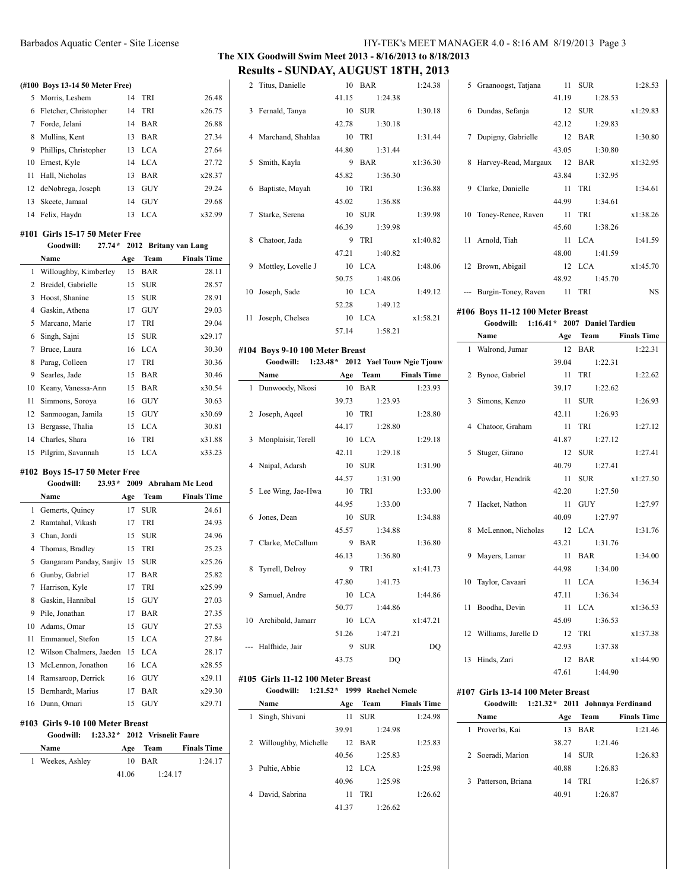# The XIX Goodwill Swim Meet 2013 - 8/16/2013 to 8/18/2013

## Results - SUNDAY, AUGUST 18TH, 2013

### (#100 Boys 13-14 50 Meter Free)

| | Name | Age | Team | Finals Time |
|---|---|---|---|---|
| 5 | Morris, Leshem | 14 | TRI | 26.48 |
| 6 | Fletcher, Christopher | 14 | TRI | x26.75 |
| 7 | Forde, Jelani | 14 | BAR | 26.88 |
| 8 | Mullins, Kent | 13 | BAR | 27.34 |
| 9 | Phillips, Christopher | 13 | LCA | 27.64 |
| 10 | Ernest, Kyle | 14 | LCA | 27.72 |
| 11 | Hall, Nicholas | 13 | BAR | x28.37 |
| 12 | deNobrega, Joseph | 13 | GUY | 29.24 |
| 13 | Skeete, Jamaal | 14 | GUY | 29.68 |
| 14 | Felix, Haydn | 13 | LCA | x32.99 |

### #101 Girls 15-17 50 Meter Free

Goodwill: 27.74* 2012 Britany van Lang

| | Name | Age | Team | Finals Time |
|---|---|---|---|---|
| 1 | Willoughby, Kimberley | 15 | BAR | 28.11 |
| 2 | Breidel, Gabrielle | 15 | SUR | 28.57 |
| 3 | Hoost, Shanine | 15 | SUR | 28.91 |
| 4 | Gaskin, Athena | 17 | GUY | 29.03 |
| 5 | Marcano, Marie | 17 | TRI | 29.04 |
| 6 | Singh, Sajni | 15 | SUR | x29.17 |
| 7 | Bruce, Laura | 16 | LCA | 30.30 |
| 8 | Parag, Colleen | 17 | TRI | 30.36 |
| 9 | Searles, Jade | 15 | BAR | 30.46 |
| 10 | Keany, Vanessa-Ann | 15 | BAR | x30.54 |
| 11 | Simmons, Soroya | 16 | GUY | 30.63 |
| 12 | Sanmoogan, Jamila | 15 | GUY | x30.69 |
| 13 | Bergasse, Thalia | 15 | LCA | 30.81 |
| 14 | Charles, Shara | 16 | TRI | x31.88 |
| 15 | Pilgrim, Savannah | 15 | LCA | x33.23 |

### #102 Boys 15-17 50 Meter Free

Goodwill: 23.93* 2009 Abraham Mc Leod

| | Name | Age | Team | Finals Time |
|---|---|---|---|---|
| 1 | Gemerts, Quincy | 17 | SUR | 24.61 |
| 2 | Ramtahal, Vikash | 17 | TRI | 24.93 |
| 3 | Chan, Jordi | 15 | SUR | 24.96 |
| 4 | Thomas, Bradley | 15 | TRI | 25.23 |
| 5 | Gangaram Panday, Sanjiv | 15 | SUR | x25.26 |
| 6 | Gunby, Gabriel | 17 | BAR | 25.82 |
| 7 | Harrison, Kyle | 17 | TRI | x25.99 |
| 8 | Gaskin, Hannibal | 15 | GUY | 27.03 |
| 9 | Pile, Jonathan | 17 | BAR | 27.35 |
| 10 | Adams, Omar | 15 | GUY | 27.53 |
| 11 | Emmanuel, Stefon | 15 | LCA | 27.84 |
| 12 | Wilson Chalmers, Jaeden | 15 | LCA | 28.17 |
| 13 | McLennon, Jonathon | 16 | LCA | x28.55 |
| 14 | Ramsaroop, Derrick | 16 | GUY | x29.11 |
| 15 | Bernhardt, Marius | 17 | BAR | x29.30 |
| 16 | Dunn, Omari | 15 | GUY | x29.71 |

### #103 Girls 9-10 100 Meter Breast

Goodwill: 1:23.32* 2012 Vrisnelit Faure

| | Name | Age | Team | Finals Time |
|---|---|---|---|---|
| 1 | Weekes, Ashley | 10 | BAR | 1:24.17 |
| | | 41.06 | 1:24.17 | |
| 2 | Titus, Danielle | 10 | BAR | 1:24.38 |
| | | 41.15 | 1:24.38 | |
| 3 | Fernald, Tanya | 10 | SUR | 1:30.18 |
| | | 42.78 | 1:30.18 | |
| 4 | Marchand, Shahlaa | 10 | TRI | 1:31.44 |
| | | 44.80 | 1:31.44 | |
| 5 | Smith, Kayla | 9 | BAR | x1:36.30 |
| | | 45.82 | 1:36.30 | |
| 6 | Baptiste, Mayah | 10 | TRI | 1:36.88 |
| | | 45.02 | 1:36.88 | |
| 7 | Starke, Serena | 10 | SUR | 1:39.98 |
| | | 46.39 | 1:39.98 | |
| 8 | Chatoor, Jada | 9 | TRI | x1:40.82 |
| | | 47.21 | 1:40.82 | |
| 9 | Mottley, Lovelle J | 10 | LCA | 1:48.06 |
| | | 50.75 | 1:48.06 | |
| 10 | Joseph, Sade | 10 | LCA | 1:49.12 |
| | | 52.28 | 1:49.12 | |
| 11 | Joseph, Chelsea | 10 | LCA | x1:58.21 |
| | | 57.14 | 1:58.21 | |

### #104 Boys 9-10 100 Meter Breast

Goodwill: 1:23.48* 2012 Yael Touw Ngie Tjouw

| | Name | Age | Team | Finals Time |
|---|---|---|---|---|
| 1 | Dunwoody, Nkosi | 10 | BAR | 1:23.93 |
| | | 39.73 | 1:23.93 | |
| 2 | Joseph, Aqeel | 10 | TRI | 1:28.80 |
| | | 44.17 | 1:28.80 | |
| 3 | Monplaisir, Terell | 10 | LCA | 1:29.18 |
| | | 42.11 | 1:29.18 | |
| 4 | Naipal, Adarsh | 10 | SUR | 1:31.90 |
| | | 44.57 | 1:31.90 | |
| 5 | Lee Wing, Jae-Hwa | 10 | TRI | 1:33.00 |
| | | 44.95 | 1:33.00 | |
| 6 | Jones, Dean | 10 | SUR | 1:34.88 |
| | | 45.57 | 1:34.88 | |
| 7 | Clarke, McCallum | 9 | BAR | 1:36.80 |
| | | 46.13 | 1:36.80 | |
| 8 | Tyrrell, Delroy | 9 | TRI | x1:41.73 |
| | | 47.80 | 1:41.73 | |
| 9 | Samuel, Andre | 10 | LCA | 1:44.86 |
| | | 50.77 | 1:44.86 | |
| 10 | Archibald, Jamarr | 10 | LCA | x1:47.21 |
| | | 51.26 | 1:47.21 | |
| --- | Halfhide, Jair | 9 | SUR | DQ |
| | | 43.75 | DQ | |

### #105 Girls 11-12 100 Meter Breast

Goodwill: 1:21.52* 1999 Rachel Nemele

| | Name | Age | Team | Finals Time |
|---|---|---|---|---|
| 1 | Singh, Shivani | 11 | SUR | 1:24.98 |
| | | 39.91 | 1:24.98 | |
| 2 | Willoughby, Michelle | 12 | BAR | 1:25.83 |
| | | 40.56 | 1:25.83 | |
| 3 | Pultie, Abbie | 12 | LCA | 1:25.98 |
| | | 40.96 | 1:25.98 | |
| 4 | David, Sabrina | 11 | TRI | 1:26.62 |
| | | 41.37 | 1:26.62 | |
| 5 | Graanoogst, Tatjana | 11 | SUR | 1:28.53 |
| | | 41.19 | 1:28.53 | |
| 6 | Dundas, Sefanja | 12 | SUR | x1:29.83 |
| | | 42.12 | 1:29.83 | |
| 7 | Dupigny, Gabrielle | 12 | BAR | 1:30.80 |
| | | 43.05 | 1:30.80 | |
| 8 | Harvey-Read, Margaux | 12 | BAR | x1:32.95 |
| | | 43.84 | 1:32.95 | |
| 9 | Clarke, Danielle | 11 | TRI | 1:34.61 |
| | | 44.99 | 1:34.61 | |
| 10 | Toney-Renee, Raven | 11 | TRI | x1:38.26 |
| | | 45.60 | 1:38.26 | |
| 11 | Arnold, Tiah | 11 | LCA | 1:41.59 |
| | | 48.00 | 1:41.59 | |
| 12 | Brown, Abigail | 12 | LCA | x1:45.70 |
| | | 48.92 | 1:45.70 | |
| --- | Burgin-Toney, Raven | 11 | TRI | NS |

### #106 Boys 11-12 100 Meter Breast

Goodwill: 1:16.41* 2007 Daniel Tardieu

| | Name | Age | Team | Finals Time |
|---|---|---|---|---|
| 1 | Walrond, Jumar | 12 | BAR | 1:22.31 |
| | | 39.04 | 1:22.31 | |
| 2 | Bynoe, Gabriel | 11 | TRI | 1:22.62 |
| | | 39.17 | 1:22.62 | |
| 3 | Simons, Kenzo | 11 | SUR | 1:26.93 |
| | | 42.11 | 1:26.93 | |
| 4 | Chatoor, Graham | 11 | TRI | 1:27.12 |
| | | 41.87 | 1:27.12 | |
| 5 | Stuger, Girano | 12 | SUR | 1:27.41 |
| | | 40.79 | 1:27.41 | |
| 6 | Powdar, Hendrik | 11 | SUR | x1:27.50 |
| | | 42.20 | 1:27.50 | |
| 7 | Hacket, Nathon | 11 | GUY | 1:27.97 |
| | | 40.09 | 1:27.97 | |
| 8 | McLennon, Nicholas | 12 | LCA | 1:31.76 |
| | | 43.21 | 1:31.76 | |
| 9 | Mayers, Lamar | 11 | BAR | 1:34.00 |
| | | 44.98 | 1:34.00 | |
| 10 | Taylor, Cavaari | 11 | LCA | 1:36.34 |
| | | 47.11 | 1:36.34 | |
| 11 | Boodha, Devin | 11 | LCA | x1:36.53 |
| | | 45.09 | 1:36.53 | |
| 12 | Williams, Jarelle D | 12 | TRI | x1:37.38 |
| | | 42.93 | 1:37.38 | |
| 13 | Hinds, Zari | 12 | BAR | x1:44.90 |
| | | 47.61 | 1:44.90 | |

### #107 Girls 13-14 100 Meter Breast

Goodwill: 1:21.32* 2011 Johnnya Ferdinand

| | Name | Age | Team | Finals Time |
|---|---|---|---|---|
| 1 | Proverbs, Kai | 13 | BAR | 1:21.46 |
| | | 38.27 | 1:21.46 | |
| 2 | Soeradi, Marion | 14 | SUR | 1:26.83 |
| | | 40.88 | 1:26.83 | |
| 3 | Patterson, Briana | 14 | TRI | 1:26.87 |
| | | 40.91 | 1:26.87 | |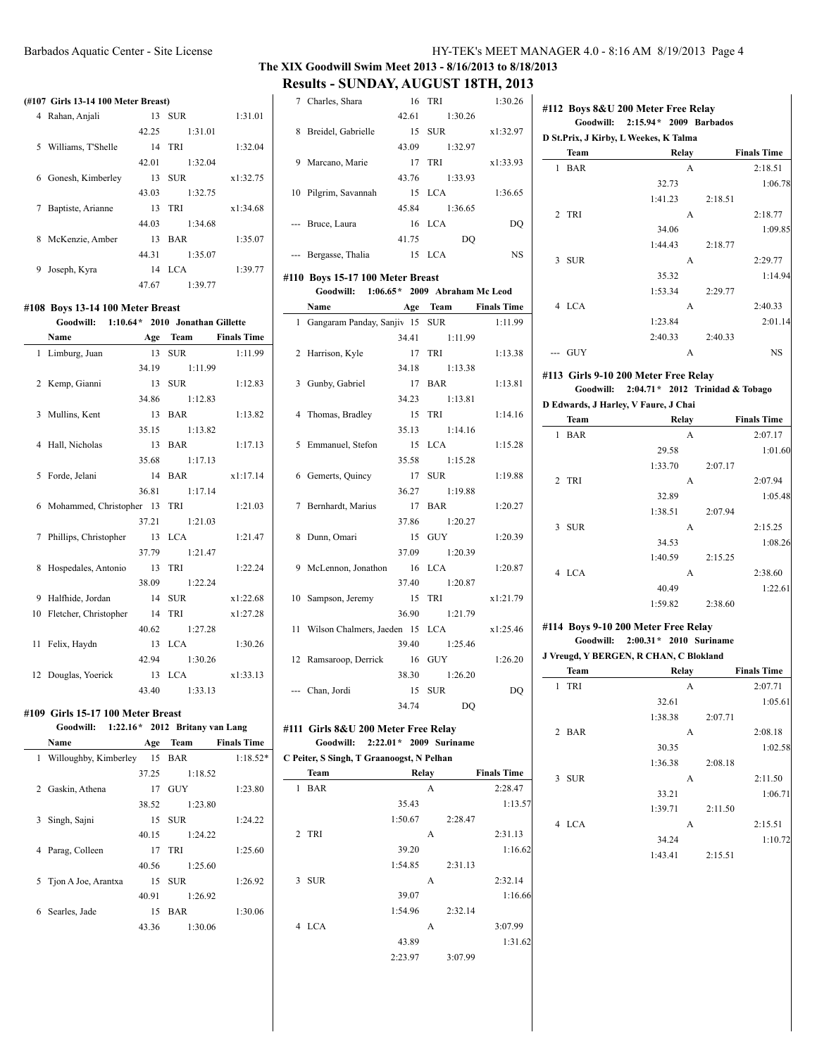# The XIX Goodwill Swim Meet 2013 - 8/16/2013 to 8/18/2013

## Results - SUNDAY, AUGUST 18TH, 2013

### (#107 Girls 13-14 100 Meter Breast)

| Place | Name | Age | Team | Finals Time |
|---|---|---|---|---|
| 4 | Rahan, Anjali | 13 | SUR | 1:31.01 |
| | 42.25 | 1:31.01 | | |
| 5 | Williams, T'Shelle | 14 | TRI | 1:32.04 |
| | 42.01 | 1:32.04 | | |
| 6 | Gonesh, Kimberley | 13 | SUR | x1:32.75 |
| | 43.03 | 1:32.75 | | |
| 7 | Baptiste, Arianne | 13 | TRI | x1:34.68 |
| | 44.03 | 1:34.68 | | |
| 8 | McKenzie, Amber | 13 | BAR | 1:35.07 |
| | 44.31 | 1:35.07 | | |
| 9 | Joseph, Kyra | 14 | LCA | 1:39.77 |
| | 47.67 | 1:39.77 | | |

### #108 Boys 13-14 100 Meter Breast

Goodwill: 1:10.64* 2010 Jonathan Gillette

| Place | Name | Age | Team | Finals Time |
|---|---|---|---|---|
| 1 | Limburg, Juan | 13 | SUR | 1:11.99 |
| | 34.19 | 1:11.99 | | |
| 2 | Kemp, Gianni | 13 | SUR | 1:12.83 |
| | 34.86 | 1:12.83 | | |
| 3 | Mullins, Kent | 13 | BAR | 1:13.82 |
| | 35.15 | 1:13.82 | | |
| 4 | Hall, Nicholas | 13 | BAR | 1:17.13 |
| | 35.68 | 1:17.13 | | |
| 5 | Forde, Jelani | 14 | BAR | x1:17.14 |
| | 36.81 | 1:17.14 | | |
| 6 | Mohammed, Christopher | 13 | TRI | 1:21.03 |
| | 37.21 | 1:21.03 | | |
| 7 | Phillips, Christopher | 13 | LCA | 1:21.47 |
| | 37.79 | 1:21.47 | | |
| 8 | Hospedales, Antonio | 13 | TRI | 1:22.24 |
| | 38.09 | 1:22.24 | | |
| 9 | Halfhide, Jordan | 14 | SUR | x1:22.68 |
| 10 | Fletcher, Christopher | 14 | TRI | x1:27.28 |
| | 40.62 | 1:27.28 | | |
| 11 | Felix, Haydn | 13 | LCA | 1:30.26 |
| | 42.94 | 1:30.26 | | |
| 12 | Douglas, Yoerick | 13 | LCA | x1:33.13 |
| | 43.40 | 1:33.13 | | |

### #109 Girls 15-17 100 Meter Breast

Goodwill: 1:22.16* 2012 Britany van Lang

| Place | Name | Age | Team | Finals Time |
|---|---|---|---|---|
| 1 | Willoughby, Kimberley | 15 | BAR | 1:18.52* |
| | 37.25 | 1:18.52 | | |
| 2 | Gaskin, Athena | 17 | GUY | 1:23.80 |
| | 38.52 | 1:23.80 | | |
| 3 | Singh, Sajni | 15 | SUR | 1:24.22 |
| | 40.15 | 1:24.22 | | |
| 4 | Parag, Colleen | 17 | TRI | 1:25.60 |
| | 40.56 | 1:25.60 | | |
| 5 | Tjon A Joe, Arantxa | 15 | SUR | 1:26.92 |
| | 40.91 | 1:26.92 | | |
| 6 | Searles, Jade | 15 | BAR | 1:30.06 |
| | 43.36 | 1:30.06 | | |
| 7 | Charles, Shara | 16 | TRI | 1:30.26 |
| | 42.61 | 1:30.26 | | |
| 8 | Breidel, Gabrielle | 15 | SUR | x1:32.97 |
| | 43.09 | 1:32.97 | | |
| 9 | Marcano, Marie | 17 | TRI | x1:33.93 |
| | 43.76 | 1:33.93 | | |
| 10 | Pilgrim, Savannah | 15 | LCA | 1:36.65 |
| | 45.84 | 1:36.65 | | |
| --- | Bruce, Laura | 16 | LCA | DQ |
| | 41.75 | DQ | | |
| --- | Bergasse, Thalia | 15 | LCA | NS |

### #110 Boys 15-17 100 Meter Breast

Goodwill: 1:06.65* 2009 Abraham Mc Leod

| Place | Name | Age | Team | Finals Time |
|---|---|---|---|---|
| 1 | Gangaram Panday, Sanjiv | 15 | SUR | 1:11.99 |
| | 34.41 | 1:11.99 | | |
| 2 | Harrison, Kyle | 17 | TRI | 1:13.38 |
| | 34.18 | 1:13.38 | | |
| 3 | Gunby, Gabriel | 17 | BAR | 1:13.81 |
| | 34.23 | 1:13.81 | | |
| 4 | Thomas, Bradley | 15 | TRI | 1:14.16 |
| | 35.13 | 1:14.16 | | |
| 5 | Emmanuel, Stefon | 15 | LCA | 1:15.28 |
| | 35.58 | 1:15.28 | | |
| 6 | Gemerts, Quincy | 17 | SUR | 1:19.88 |
| | 36.27 | 1:19.88 | | |
| 7 | Bernhardt, Marius | 17 | BAR | 1:20.27 |
| | 37.86 | 1:20.27 | | |
| 8 | Dunn, Omari | 15 | GUY | 1:20.39 |
| | 37.09 | 1:20.39 | | |
| 9 | McLennon, Jonathon | 16 | LCA | 1:20.87 |
| | 37.40 | 1:20.87 | | |
| 10 | Sampson, Jeremy | 15 | TRI | x1:21.79 |
| | 36.90 | 1:21.79 | | |
| 11 | Wilson Chalmers, Jaeden | 15 | LCA | x1:25.46 |
| | 39.40 | 1:25.46 | | |
| 12 | Ramsaroop, Derrick | 16 | GUY | 1:26.20 |
| | 38.30 | 1:26.20 | | |
| --- | Chan, Jordi | 15 | SUR | DQ |
| | 34.74 | DQ | | |

### #111 Girls 8&U 200 Meter Free Relay

Goodwill: 2:22.01* 2009 Suriname
C Peiter, S Singh, T Graanoogst, N Pelhan

| Place | Team | Relay | | Finals Time |
|---|---|---|---|---|
| 1 | BAR | A | | 2:28.47 |
| | | 35.43 | | 1:13.57 |
| | | 1:50.67 | 2:28.47 | |
| 2 | TRI | A | | 2:31.13 |
| | | 39.20 | | 1:16.62 |
| | | 1:54.85 | 2:31.13 | |
| 3 | SUR | A | | 2:32.14 |
| | | 39.07 | | 1:16.66 |
| | | 1:54.96 | 2:32.14 | |
| 4 | LCA | A | | 3:07.99 |
| | | 43.89 | | 1:31.62 |
| | | 2:23.97 | 3:07.99 | |

### #112 Boys 8&U 200 Meter Free Relay

Goodwill: 2:15.94* 2009 Barbados
D St.Prix, J Kirby, L Weekes, K Talma

| Place | Team | Relay | | Finals Time |
|---|---|---|---|---|
| 1 | BAR | A | | 2:18.51 |
| | | 32.73 | | 1:06.78 |
| | | 1:41.23 | 2:18.51 | |
| 2 | TRI | A | | 2:18.77 |
| | | 34.06 | | 1:09.85 |
| | | 1:44.43 | 2:18.77 | |
| 3 | SUR | A | | 2:29.77 |
| | | 35.32 | | 1:14.94 |
| | | 1:53.34 | 2:29.77 | |
| 4 | LCA | A | | 2:40.33 |
| | | 1:23.84 | | 2:01.14 |
| | | 2:40.33 | 2:40.33 | |
| --- | GUY | A | | NS |

### #113 Girls 9-10 200 Meter Free Relay

Goodwill: 2:04.71* 2012 Trinidad & Tobago
D Edwards, J Harley, V Faure, J Chai

| Place | Team | Relay | | Finals Time |
|---|---|---|---|---|
| 1 | BAR | A | | 2:07.17 |
| | | 29.58 | | 1:01.60 |
| | | 1:33.70 | 2:07.17 | |
| 2 | TRI | A | | 2:07.94 |
| | | 32.89 | | 1:05.48 |
| | | 1:38.51 | 2:07.94 | |
| 3 | SUR | A | | 2:15.25 |
| | | 34.53 | | 1:08.26 |
| | | 1:40.59 | 2:15.25 | |
| 4 | LCA | A | | 2:38.60 |
| | | 40.49 | | 1:22.61 |
| | | 1:59.82 | 2:38.60 | |

### #114 Boys 9-10 200 Meter Free Relay

Goodwill: 2:00.31* 2010 Suriname
J Vreugd, Y BERGEN, R CHAN, C Blokland

| Place | Team | Relay | | Finals Time |
|---|---|---|---|---|
| 1 | TRI | A | | 2:07.71 |
| | | 32.61 | | 1:05.61 |
| | | 1:38.38 | 2:07.71 | |
| 2 | BAR | A | | 2:08.18 |
| | | 30.35 | | 1:02.58 |
| | | 1:36.38 | 2:08.18 | |
| 3 | SUR | A | | 2:11.50 |
| | | 33.21 | | 1:06.71 |
| | | 1:39.71 | 2:11.50 | |
| 4 | LCA | A | | 2:15.51 |
| | | 34.24 | | 1:10.72 |
| | | 1:43.41 | 2:15.51 | |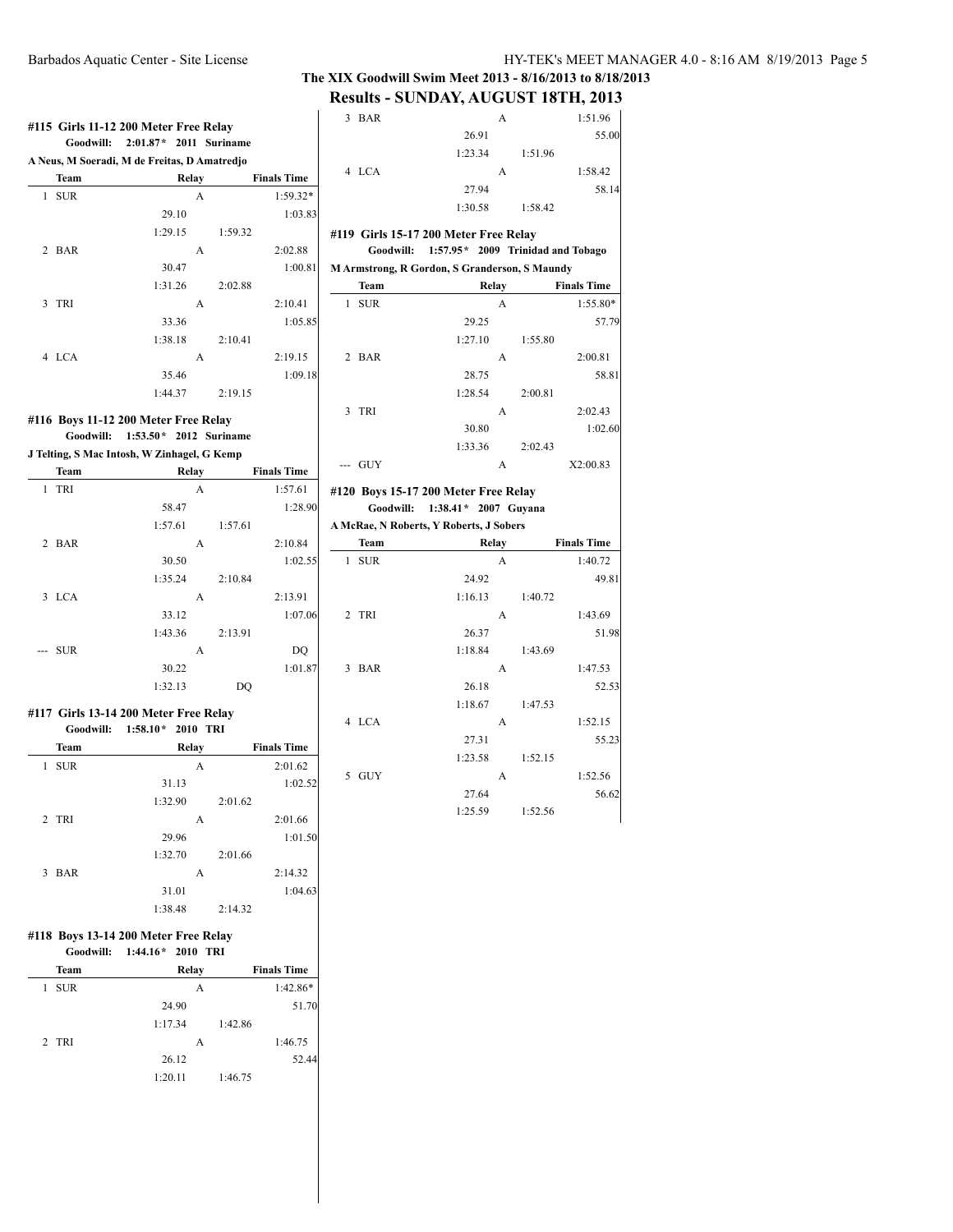## The XIX Goodwill Swim Meet 2013 - 8/16/2013 to 8/18/2013

## Results - SUNDAY, AUGUST 18TH, 2013

### #115 Girls 11-12 200 Meter Free Relay

**Goodwill: 2:01.87* 2011 Suriname**

**A Neus, M Soeradi, M de Freitas, D Amatredjo**

| | Team | Relay | Finals Time |
|---|---|---|---|
| 1 | SUR | A | 1:59.32* |
| | 29.10 | | 1:03.83 |
| | 1:29.15 | 1:59.32 | |
| 2 | BAR | A | 2:02.88 |
| | 30.47 | | 1:00.81 |
| | 1:31.26 | 2:02.88 | |
| 3 | TRI | A | 2:10.41 |
| | 33.36 | | 1:05.85 |
| | 1:38.18 | 2:10.41 | |
| 4 | LCA | A | 2:19.15 |
| | 35.46 | | 1:09.18 |
| | 1:44.37 | 2:19.15 | |

### #116 Boys 11-12 200 Meter Free Relay

**Goodwill: 1:53.50* 2012 Suriname**

**J Telting, S Mac Intosh, W Zinhagel, G Kemp**

| | Team | Relay | Finals Time |
|---|---|---|---|
| 1 | TRI | A | 1:57.61 |
| | 58.47 | | 1:28.90 |
| | 1:57.61 | 1:57.61 | |
| 2 | BAR | A | 2:10.84 |
| | 30.50 | | 1:02.55 |
| | 1:35.24 | 2:10.84 | |
| 3 | LCA | A | 2:13.91 |
| | 33.12 | | 1:07.06 |
| | 1:43.36 | 2:13.91 | |
| --- | SUR | A | DQ |
| | 30.22 | | 1:01.87 |
| | 1:32.13 | DQ | |

### #117 Girls 13-14 200 Meter Free Relay

**Goodwill: 1:58.10* 2010 TRI**

| | Team | Relay | Finals Time |
|---|---|---|---|
| 1 | SUR | A | 2:01.62 |
| | 31.13 | | 1:02.52 |
| | 1:32.90 | 2:01.62 | |
| 2 | TRI | A | 2:01.66 |
| | 29.96 | | 1:01.50 |
| | 1:32.70 | 2:01.66 | |
| 3 | BAR | A | 2:14.32 |
| | 31.01 | | 1:04.63 |
| | 1:38.48 | 2:14.32 | |

### #118 Boys 13-14 200 Meter Free Relay

**Goodwill: 1:44.16* 2010 TRI**

| | Team | Relay | Finals Time |
|---|---|---|---|
| 1 | SUR | A | 1:42.86* |
| | 24.90 | | 51.70 |
| | 1:17.34 | 1:42.86 | |
| 2 | TRI | A | 1:46.75 |
| | 26.12 | | 52.44 |
| | 1:20.11 | 1:46.75 | |
| 3 | BAR | A | 1:51.96 |
| | 26.91 | | 55.00 |
| | 1:23.34 | 1:51.96 | |
| 4 | LCA | A | 1:58.42 |
| | 27.94 | | 58.14 |
| | 1:30.58 | 1:58.42 | |

### #119 Girls 15-17 200 Meter Free Relay

**Goodwill: 1:57.95* 2009 Trinidad and Tobago**

**M Armstrong, R Gordon, S Granderson, S Maundy**

| | Team | Relay | Finals Time |
|---|---|---|---|
| 1 | SUR | A | 1:55.80* |
| | 29.25 | | 57.79 |
| | 1:27.10 | 1:55.80 | |
| 2 | BAR | A | 2:00.81 |
| | 28.75 | | 58.81 |
| | 1:28.54 | 2:00.81 | |
| 3 | TRI | A | 2:02.43 |
| | 30.80 | | 1:02.60 |
| | 1:33.36 | 2:02.43 | |
| --- | GUY | A | X2:00.83 |

### #120 Boys 15-17 200 Meter Free Relay

**Goodwill: 1:38.41* 2007 Guyana**

**A McRae, N Roberts, Y Roberts, J Sobers**

| | Team | Relay | Finals Time |
|---|---|---|---|
| 1 | SUR | A | 1:40.72 |
| | 24.92 | | 49.81 |
| | 1:16.13 | 1:40.72 | |
| 2 | TRI | A | 1:43.69 |
| | 26.37 | | 51.98 |
| | 1:18.84 | 1:43.69 | |
| 3 | BAR | A | 1:47.53 |
| | 26.18 | | 52.53 |
| | 1:18.67 | 1:47.53 | |
| 4 | LCA | A | 1:52.15 |
| | 27.31 | | 55.23 |
| | 1:23.58 | 1:52.15 | |
| 5 | GUY | A | 1:52.56 |
| | 27.64 | | 56.62 |
| | 1:25.59 | 1:52.56 | |